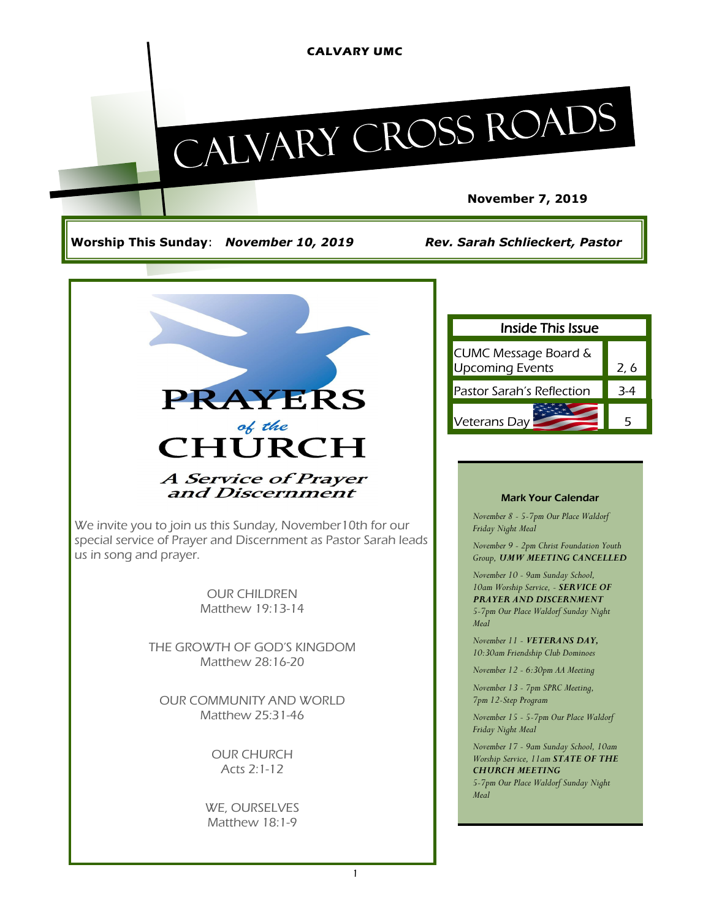CALVARY UMC

# Calvary Cross Roads

**November 7, 2019**

**Worship This Sunday**: ***November 10, 2019*** ***Rev. Sarah Schlieckert, Pastor***

| Inside This Issue | |
|---|---|
| CUMC Message Board & Upcoming Events | 2, 6 |
| Pastor Sarah's Reflection | 3-4 |
| Veterans Day | 5 |

## PRAYERS *of the* CHURCH

### *A Service of Prayer and Discernment*

We invite you to join us this Sunday, November10th for our special service of Prayer and Discernment as Pastor Sarah leads us in song and prayer.

OUR CHILDREN
Matthew 19:13-14

THE GROWTH OF GOD'S KINGDOM
Matthew 28:16-20

OUR COMMUNITY AND WORLD
Matthew 25:31-46

OUR CHURCH
Acts 2:1-12

WE, OURSELVES
Matthew 18:1-9

### Mark Your Calendar

*November 8 - 5-7pm Our Place Waldorf Friday Night Meal*

*November 9 - 2pm Christ Foundation Youth Group,* ***UMW MEETING CANCELLED***

*November 10 - 9am Sunday School, 10am Worship Service, -* ***SERVICE OF PRAYER AND DISCERNMENT***
*5-7pm Our Place Waldorf Sunday Night Meal*

*November 11 -* ***VETERANS DAY,*** *10:30am Friendship Club Dominoes*

*November 12 - 6:30pm AA Meeting*

*November 13 - 7pm SPRC Meeting, 7pm 12-Step Program*

*November 15 - 5-7pm Our Place Waldorf Friday Night Meal*

*November 17 - 9am Sunday School, 10am Worship Service, 11am* ***STATE OF THE CHURCH MEETING***
*5-7pm Our Place Waldorf Sunday Night Meal*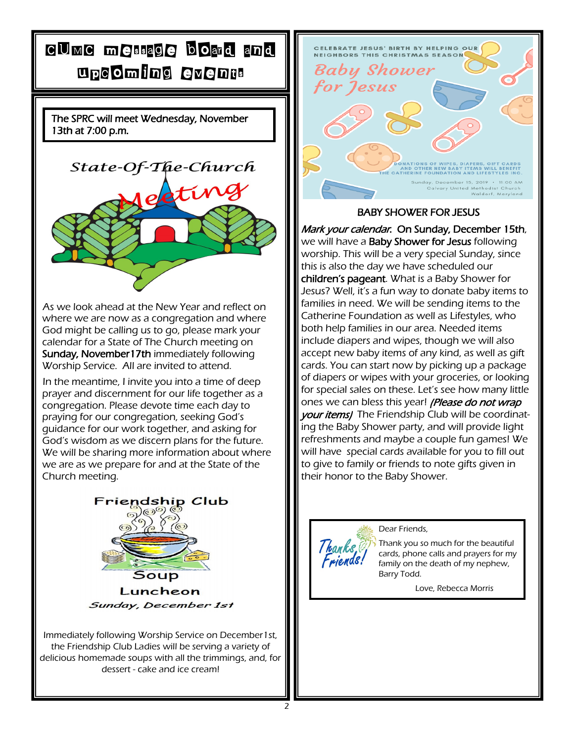# CUMC message board and upcoming events

**The SPRC will meet Wednesday, November 13th at 7:00 p.m.**

## State-Of-The-Church Meeting

As we look ahead at the New Year and reflect on where we are now as a congregation and where God might be calling us to go, please mark your calendar for a State of The Church meeting on **Sunday, November 17th** immediately following Worship Service. All are invited to attend.

In the meantime, I invite you into a time of deep prayer and discernment for our life together as a congregation. Please devote time each day to praying for our congregation, seeking God's guidance for our work together, and asking for God's wisdom as we discern plans for the future. We will be sharing more information about where we are as we prepare for and at the State of the Church meeting.

## Friendship Club Soup Luncheon

*Sunday, December 1st*

Immediately following Worship Service on December 1st, the Friendship Club Ladies will be serving a variety of delicious homemade soups with all the trimmings, and, for dessert - cake and ice cream!

CELEBRATE JESUS' BIRTH BY HELPING OUR NEIGHBORS THIS CHRISTMAS SEASON

*Baby Shower for Jesus*

DONATIONS OF WIPES, DIAPERS, GIFT CARDS AND OTHER NEW BABY ITEMS WILL BENEFIT THE CATHERINE FOUNDATION AND LIFESTYLES INC.

Sunday, December 15, 2019 • 11:00 AM
Calvary United Methodist Church
Waldorf, Maryland

## BABY SHOWER FOR JESUS

***Mark your calendar.*** **On Sunday, December 15th**, we will have a **Baby Shower for Jesus** following worship. This will be a very special Sunday, since this is also the day we have scheduled our **children's pageant**. What is a Baby Shower for Jesus? Well, it's a fun way to donate baby items to families in need. We will be sending items to the Catherine Foundation as well as Lifestyles, who both help families in our area. Needed items include diapers and wipes, though we will also accept new baby items of any kind, as well as gift cards. You can start now by picking up a package of diapers or wipes with your groceries, or looking for special sales on these. Let's see how many little ones we can bless this year! ***(Please do not wrap your items)*** The Friendship Club will be coordinating the Baby Shower party, and will provide light refreshments and maybe a couple fun games! We will have special cards available for you to fill out to give to family or friends to note gifts given in their honor to the Baby Shower.

*Thanks Friends!*

Dear Friends,

Thank you so much for the beautiful cards, phone calls and prayers for my family on the death of my nephew, Barry Todd.

Love, Rebecca Morris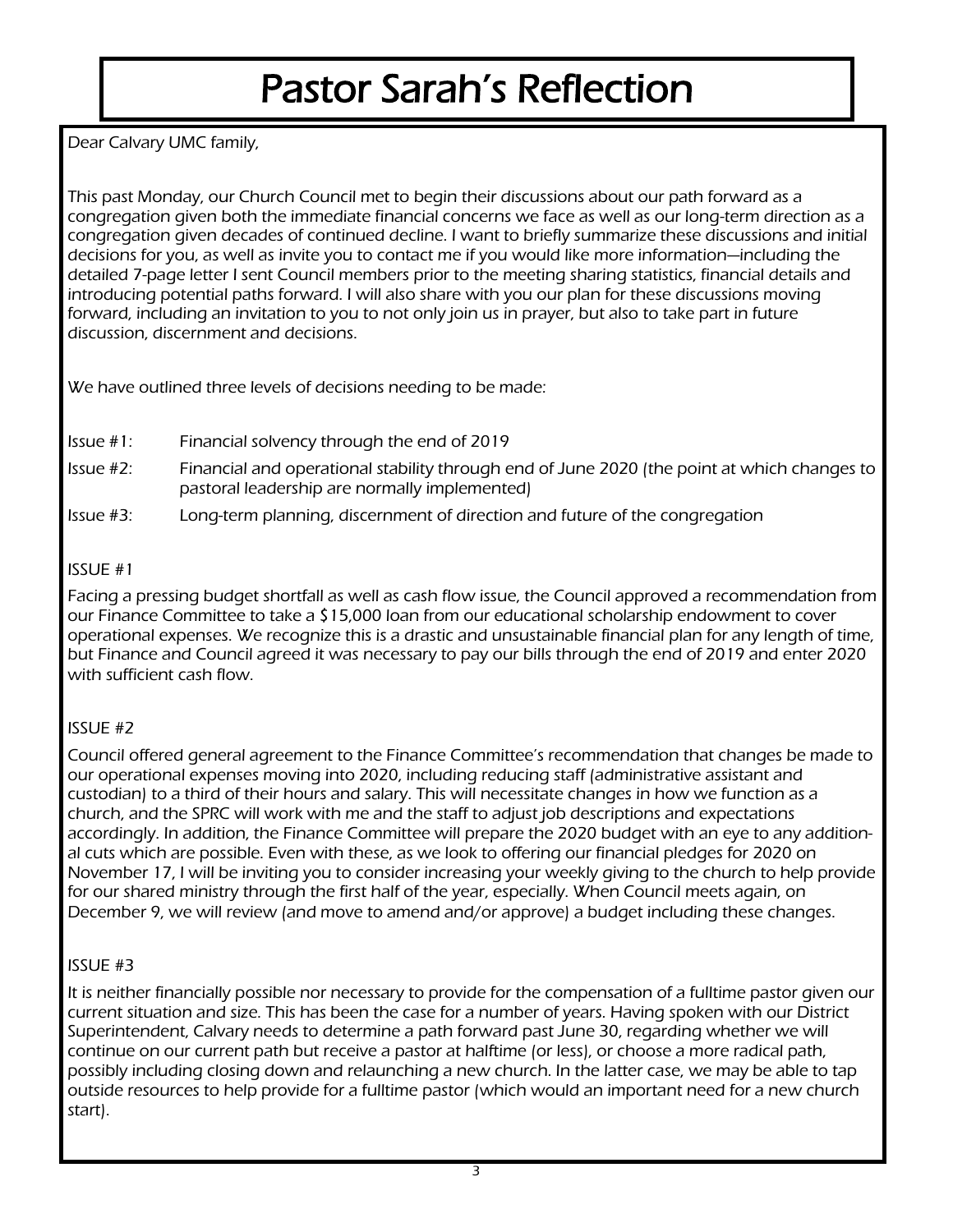# Pastor Sarah's Reflection

Dear Calvary UMC family,

This past Monday, our Church Council met to begin their discussions about our path forward as a congregation given both the immediate financial concerns we face as well as our long-term direction as a congregation given decades of continued decline. I want to briefly summarize these discussions and initial decisions for you, as well as invite you to contact me if you would like more information—including the detailed 7-page letter I sent Council members prior to the meeting sharing statistics, financial details and introducing potential paths forward. I will also share with you our plan for these discussions moving forward, including an invitation to you to not only join us in prayer, but also to take part in future discussion, discernment and decisions.

We have outlined three levels of decisions needing to be made:

- Issue #1: Financial solvency through the end of 2019
- Issue #2: Financial and operational stability through end of June 2020 (the point at which changes to pastoral leadership are normally implemented)
- Issue #3: Long-term planning, discernment of direction and future of the congregation

ISSUE #1

Facing a pressing budget shortfall as well as cash flow issue, the Council approved a recommendation from our Finance Committee to take a $15,000 loan from our educational scholarship endowment to cover operational expenses. We recognize this is a drastic and unsustainable financial plan for any length of time, but Finance and Council agreed it was necessary to pay our bills through the end of 2019 and enter 2020 with sufficient cash flow.

ISSUE #2

Council offered general agreement to the Finance Committee's recommendation that changes be made to our operational expenses moving into 2020, including reducing staff (administrative assistant and custodian) to a third of their hours and salary. This will necessitate changes in how we function as a church, and the SPRC will work with me and the staff to adjust job descriptions and expectations accordingly. In addition, the Finance Committee will prepare the 2020 budget with an eye to any additional cuts which are possible. Even with these, as we look to offering our financial pledges for 2020 on November 17, I will be inviting you to consider increasing your weekly giving to the church to help provide for our shared ministry through the first half of the year, especially. When Council meets again, on December 9, we will review (and move to amend and/or approve) a budget including these changes.

ISSUE #3

It is neither financially possible nor necessary to provide for the compensation of a fulltime pastor given our current situation and size. This has been the case for a number of years. Having spoken with our District Superintendent, Calvary needs to determine a path forward past June 30, regarding whether we will continue on our current path but receive a pastor at halftime (or less), or choose a more radical path, possibly including closing down and relaunching a new church. In the latter case, we may be able to tap outside resources to help provide for a fulltime pastor (which would an important need for a new church start).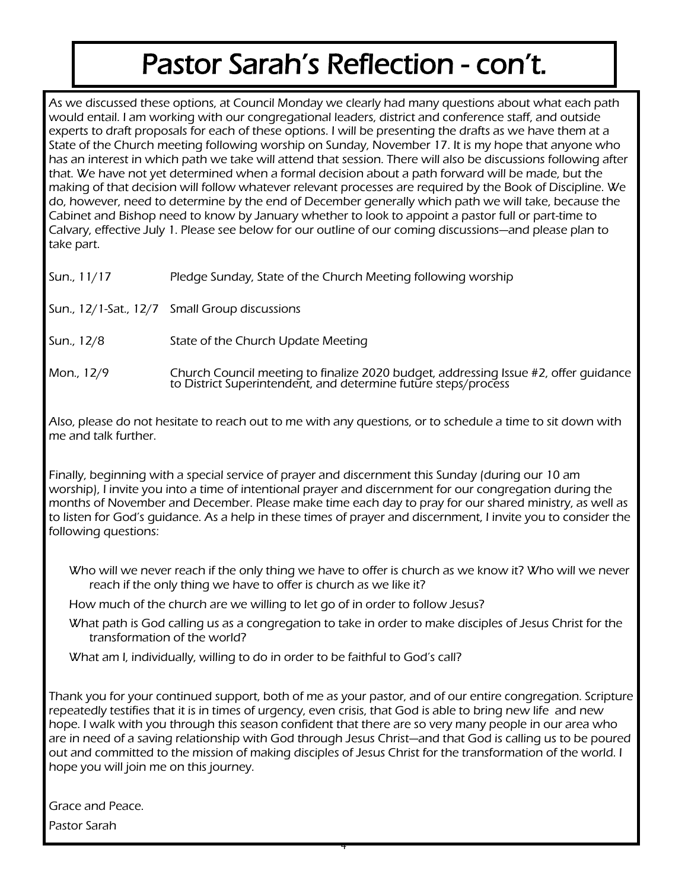# Pastor Sarah's Reflection - con't.

As we discussed these options, at Council Monday we clearly had many questions about what each path would entail. I am working with our congregational leaders, district and conference staff, and outside experts to draft proposals for each of these options. I will be presenting the drafts as we have them at a State of the Church meeting following worship on Sunday, November 17. It is my hope that anyone who has an interest in which path we take will attend that session. There will also be discussions following after that. We have not yet determined when a formal decision about a path forward will be made, but the making of that decision will follow whatever relevant processes are required by the Book of Discipline. We do, however, need to determine by the end of December generally which path we will take, because the Cabinet and Bishop need to know by January whether to look to appoint a pastor full or part-time to Calvary, effective July 1. Please see below for our outline of our coming discussions—and please plan to take part.

| | |
|---|---|
| Sun., 11/17 | Pledge Sunday, State of the Church Meeting following worship |
| Sun., 12/1-Sat., 12/7 | Small Group discussions |
| Sun., 12/8 | State of the Church Update Meeting |
| Mon., 12/9 | Church Council meeting to finalize 2020 budget, addressing Issue #2, offer guidance to District Superintendent, and determine future steps/process |

Also, please do not hesitate to reach out to me with any questions, or to schedule a time to sit down with me and talk further.

Finally, beginning with a special service of prayer and discernment this Sunday (during our 10 am worship), I invite you into a time of intentional prayer and discernment for our congregation during the months of November and December. Please make time each day to pray for our shared ministry, as well as to listen for God's guidance. As a help in these times of prayer and discernment, I invite you to consider the following questions:

- Who will we never reach if the only thing we have to offer is church as we know it? Who will we never reach if the only thing we have to offer is church as we like it?
- How much of the church are we willing to let go of in order to follow Jesus?
- What path is God calling us as a congregation to take in order to make disciples of Jesus Christ for the transformation of the world?
- What am I, individually, willing to do in order to be faithful to God's call?

Thank you for your continued support, both of me as your pastor, and of our entire congregation. Scripture repeatedly testifies that it is in times of urgency, even crisis, that God is able to bring new life and new hope. I walk with you through this season confident that there are so very many people in our area who are in need of a saving relationship with God through Jesus Christ—and that God is calling us to be poured out and committed to the mission of making disciples of Jesus Christ for the transformation of the world. I hope you will join me on this journey.

Grace and Peace.

Pastor Sarah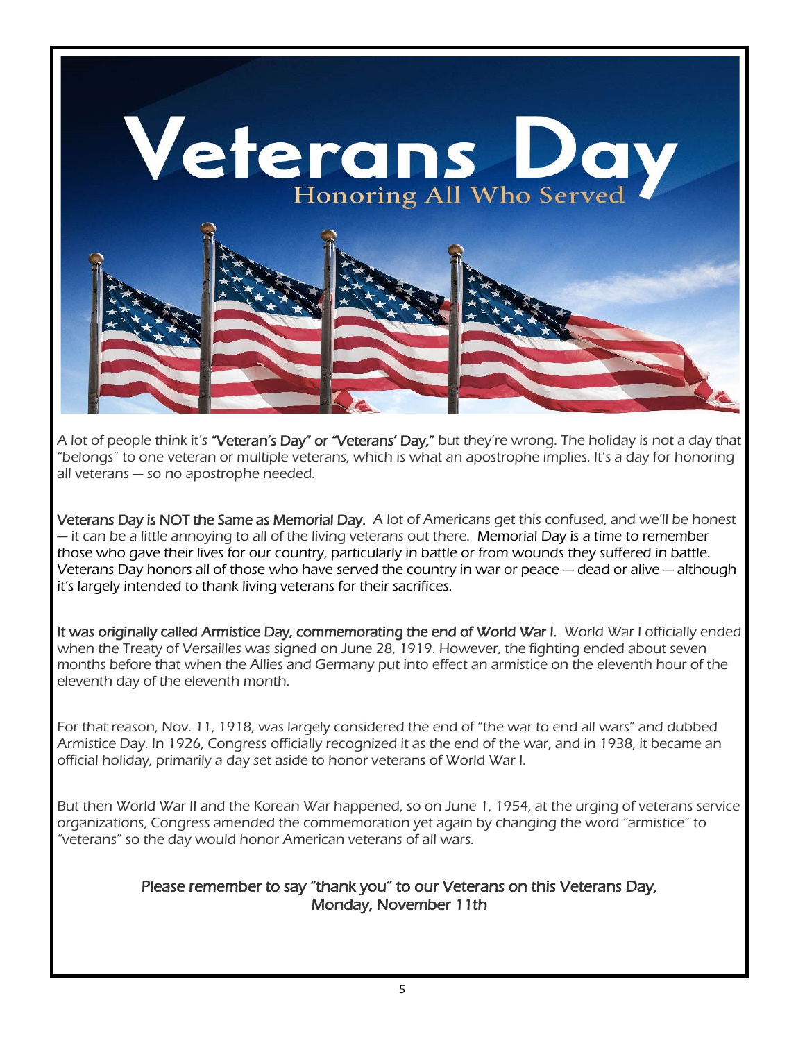# Veterans Day

## Honoring All Who Served

A lot of people think it's **"Veteran's Day" or "Veterans' Day,"** but they're wrong. The holiday is not a day that "belongs" to one veteran or multiple veterans, which is what an apostrophe implies. It's a day for honoring all veterans — so no apostrophe needed.

**Veterans Day is NOT the Same as Memorial Day.** A lot of Americans get this confused, and we'll be honest — it can be a little annoying to all of the living veterans out there. Memorial Day is a time to remember those who gave their lives for our country, particularly in battle or from wounds they suffered in battle. Veterans Day honors all of those who have served the country in war or peace — dead or alive — although it's largely intended to thank living veterans for their sacrifices.

**It was originally called Armistice Day, commemorating the end of World War I.** World War I officially ended when the Treaty of Versailles was signed on June 28, 1919. However, the fighting ended about seven months before that when the Allies and Germany put into effect an armistice on the eleventh hour of the eleventh day of the eleventh month.

For that reason, Nov. 11, 1918, was largely considered the end of "the war to end all wars" and dubbed Armistice Day. In 1926, Congress officially recognized it as the end of the war, and in 1938, it became an official holiday, primarily a day set aside to honor veterans of World War I.

But then World War II and the Korean War happened, so on June 1, 1954, at the urging of veterans service organizations, Congress amended the commemoration yet again by changing the word "armistice" to "veterans" so the day would honor American veterans of all wars.

**Please remember to say "thank you" to our Veterans on this Veterans Day, Monday, November 11th**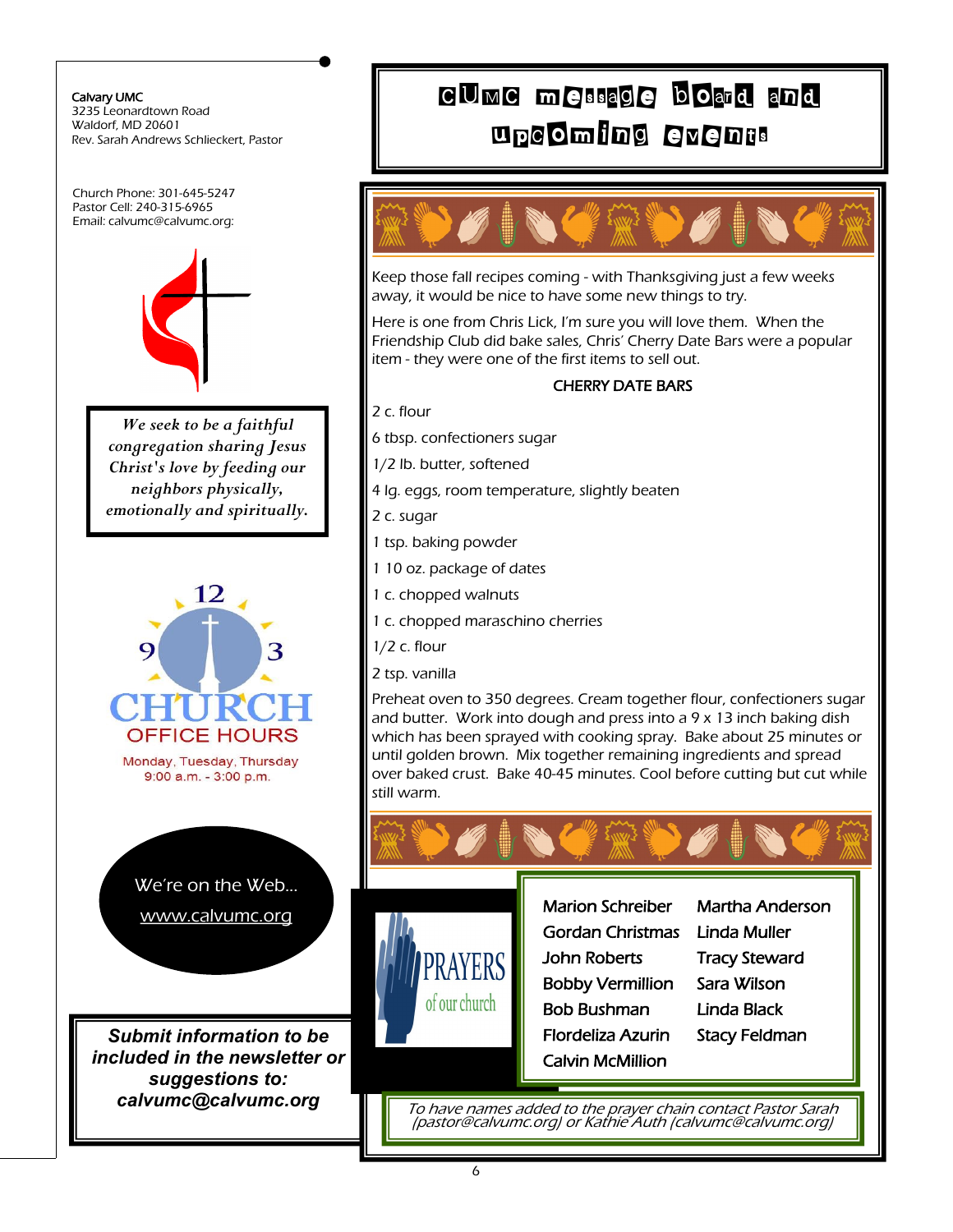Calvary UMC
3235 Leonardtown Road
Waldorf, MD 20601
Rev. Sarah Andrews Schlieckert, Pastor

Church Phone: 301-645-5247
Pastor Cell: 240-315-6965
Email: calvumc@calvumc.org:

*We seek to be a faithful congregation sharing Jesus Christ's love by feeding our neighbors physically, emotionally and spiritually.*

12
9 3
CHURCH
OFFICE HOURS
Monday, Tuesday, Thursday
9:00 a.m. - 3:00 p.m.

We're on the Web...
www.calvumc.org

***Submit information to be included in the newsletter or suggestions to: calvumc@calvumc.org***

# CUMC message board and upcoming events

Keep those fall recipes coming - with Thanksgiving just a few weeks away, it would be nice to have some new things to try.

Here is one from Chris Lick, I'm sure you will love them. When the Friendship Club did bake sales, Chris' Cherry Date Bars were a popular item - they were one of the first items to sell out.

## CHERRY DATE BARS

2 c. flour

6 tbsp. confectioners sugar

1/2 lb. butter, softened

4 lg. eggs, room temperature, slightly beaten

2 c. sugar

1 tsp. baking powder

1 10 oz. package of dates

1 c. chopped walnuts

1 c. chopped maraschino cherries

1/2 c. flour

2 tsp. vanilla

Preheat oven to 350 degrees. Cream together flour, confectioners sugar and butter. Work into dough and press into a 9 x 13 inch baking dish which has been sprayed with cooking spray. Bake about 25 minutes or until golden brown. Mix together remaining ingredients and spread over baked crust. Bake 40-45 minutes. Cool before cutting but cut while still warm.

PRAYERS of our church

| | |
|---|---|
| Marion Schreiber | Martha Anderson |
| Gordan Christmas | Linda Muller |
| John Roberts | Tracy Steward |
| Bobby Vermillion | Sara Wilson |
| Bob Bushman | Linda Black |
| Flordeliza Azurin | Stacy Feldman |
| Calvin McMillion | |

*To have names added to the prayer chain contact Pastor Sarah (pastor@calvumc.org) or Kathie Auth (calvumc@calvumc.org)*